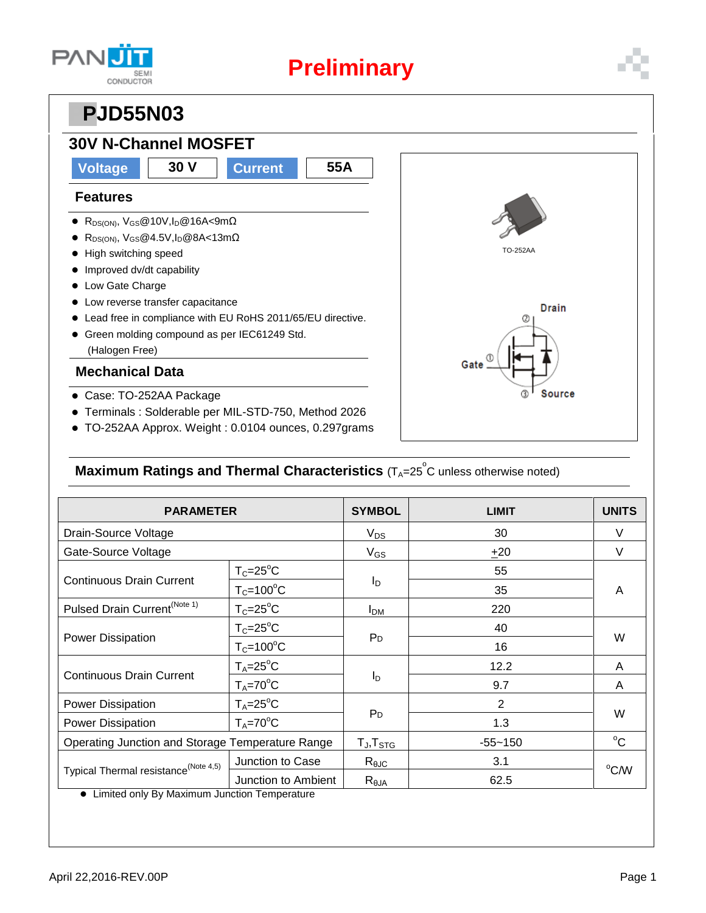Preliminary

# PJD55N03

## 30V N-Channel MOSFET

| Voltage | 30 V | Current | 55A |
|---|---|---|---|

### Features

- $R_{DS(ON)}$, $V_{GS}$@10V,$I_D$@16A<9mΩ
- $R_{DS(ON)}$, $V_{GS}$@4.5V,$I_D$@8A<13mΩ
- High switching speed
- Improved dv/dt capability
- Low Gate Charge
- Low reverse transfer capacitance
- Lead free in compliance with EU RoHS 2011/65/EU directive.
- Green molding compound as per IEC61249 Std. (Halogen Free)

### Mechanical Data

- Case: TO-252AA Package
- Terminals : Solderable per MIL-STD-750, Method 2026
- TO-252AA Approx. Weight : 0.0104 ounces, 0.297grams

TO-252AA

Drain ②, Gate ①, Source ③

## Maximum Ratings and Thermal Characteristics ($T_A$=25°C unless otherwise noted)

| PARAMETER | | SYMBOL | LIMIT | UNITS |
|---|---|---|---|---|
| Drain-Source Voltage | | $V_{DS}$ | 30 | V |
| Gate-Source Voltage | | $V_{GS}$ | ±20 | V |
| Continuous Drain Current | $T_C$=25°C | $I_D$ | 55 | A |
| | $T_C$=100°C | | 35 | |
| Pulsed Drain Current (Note 1) | $T_C$=25°C | $I_{DM}$ | 220 | |
| Power Dissipation | $T_C$=25°C | $P_D$ | 40 | W |
| | $T_C$=100°C | | 16 | |
| Continuous Drain Current | $T_A$=25°C | $I_D$ | 12.2 | A |
| | $T_A$=70°C | | 9.7 | A |
| Power Dissipation | $T_A$=25°C | $P_D$ | 2 | W |
| Power Dissipation | $T_A$=70°C | | 1.3 | |
| Operating Junction and Storage Temperature Range | | $T_J$,$T_{STG}$ | -55~150 | °C |
| Typical Thermal resistance (Note 4,5) | Junction to Case | $R_{\theta JC}$ | 3.1 | °C/W |
| | Junction to Ambient | $R_{\theta JA}$ | 62.5 | |

- Limited only By Maximum Junction Temperature

April 22,2016-REV.00P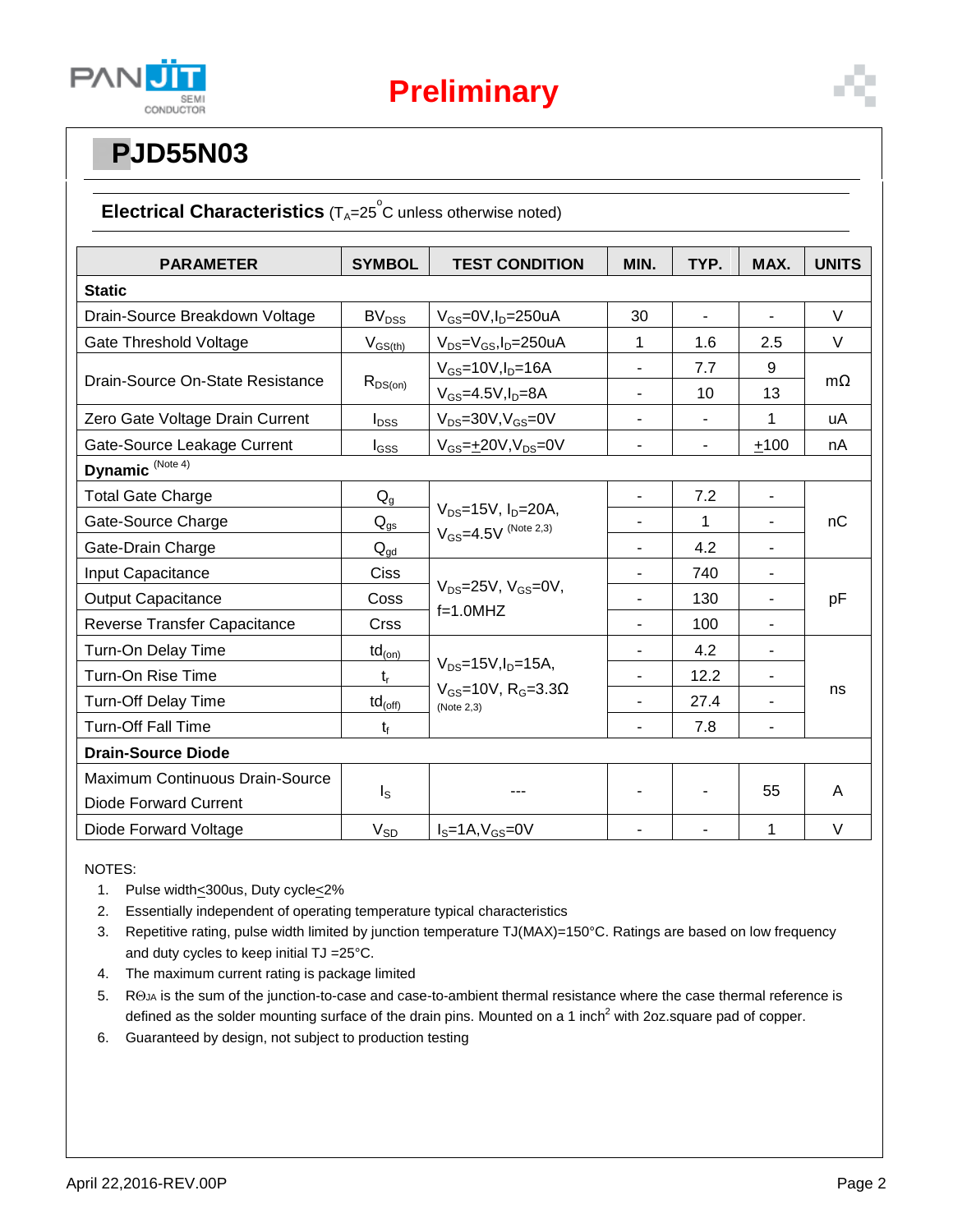# PJD55N03

## Electrical Characteristics ($T_A$=25°C unless otherwise noted)

| PARAMETER | SYMBOL | TEST CONDITION | MIN. | TYP. | MAX. | UNITS |
|---|---|---|---|---|---|---|
| **Static** | | | | | | |
| Drain-Source Breakdown Voltage | $BV_{DSS}$ | $V_{GS}$=0V,$I_D$=250uA | 30 | - | - | V |
| Gate Threshold Voltage | $V_{GS(th)}$ | $V_{DS}$=$V_{GS}$,$I_D$=250uA | 1 | 1.6 | 2.5 | V |
| Drain-Source On-State Resistance | $R_{DS(on)}$ | $V_{GS}$=10V,$I_D$=16A | - | 7.7 | 9 | mΩ |
| | | $V_{GS}$=4.5V,$I_D$=8A | - | 10 | 13 | |
| Zero Gate Voltage Drain Current | $I_{DSS}$ | $V_{DS}$=30V,$V_{GS}$=0V | - | - | 1 | uA |
| Gate-Source Leakage Current | $I_{GSS}$ | $V_{GS}$=$\pm$20V,$V_{DS}$=0V | - | - | $\pm$100 | nA |
| **Dynamic** (Note 4) | | | | | | |
| Total Gate Charge | $Q_g$ | $V_{DS}$=15V, $I_D$=20A, $V_{GS}$=4.5V (Note 2,3) | - | 7.2 | - | nC |
| Gate-Source Charge | $Q_{gs}$ | | - | 1 | - | |
| Gate-Drain Charge | $Q_{gd}$ | | - | 4.2 | - | |
| Input Capacitance | Ciss | $V_{DS}$=25V, $V_{GS}$=0V, f=1.0MHZ | - | 740 | - | pF |
| Output Capacitance | Coss | | - | 130 | - | |
| Reverse Transfer Capacitance | Crss | | - | 100 | - | |
| Turn-On Delay Time | $td_{(on)}$ | $V_{DS}$=15V,$I_D$=15A, $V_{GS}$=10V, $R_G$=3.3Ω (Note 2,3) | - | 4.2 | - | ns |
| Turn-On Rise Time | $t_r$ | | - | 12.2 | - | |
| Turn-Off Delay Time | $td_{(off)}$ | | - | 27.4 | - | |
| Turn-Off Fall Time | $t_f$ | | - | 7.8 | - | |
| **Drain-Source Diode** | | | | | | |
| Maximum Continuous Drain-Source Diode Forward Current | $I_S$ | --- | - | - | 55 | A |
| Diode Forward Voltage | $V_{SD}$ | $I_S$=1A,$V_{GS}$=0V | - | - | 1 | V |

NOTES:

1. Pulse width≤300us, Duty cycle≤2%
2. Essentially independent of operating temperature typical characteristics
3. Repetitive rating, pulse width limited by junction temperature TJ(MAX)=150°C. Ratings are based on low frequency and duty cycles to keep initial TJ =25°C.
4. The maximum current rating is package limited
5. $R\Theta_{JA}$ is the sum of the junction-to-case and case-to-ambient thermal resistance where the case thermal reference is defined as the solder mounting surface of the drain pins. Mounted on a 1 inch$^2$ with 2oz.square pad of copper.
6. Guaranteed by design, not subject to production testing

April 22,2016-REV.00P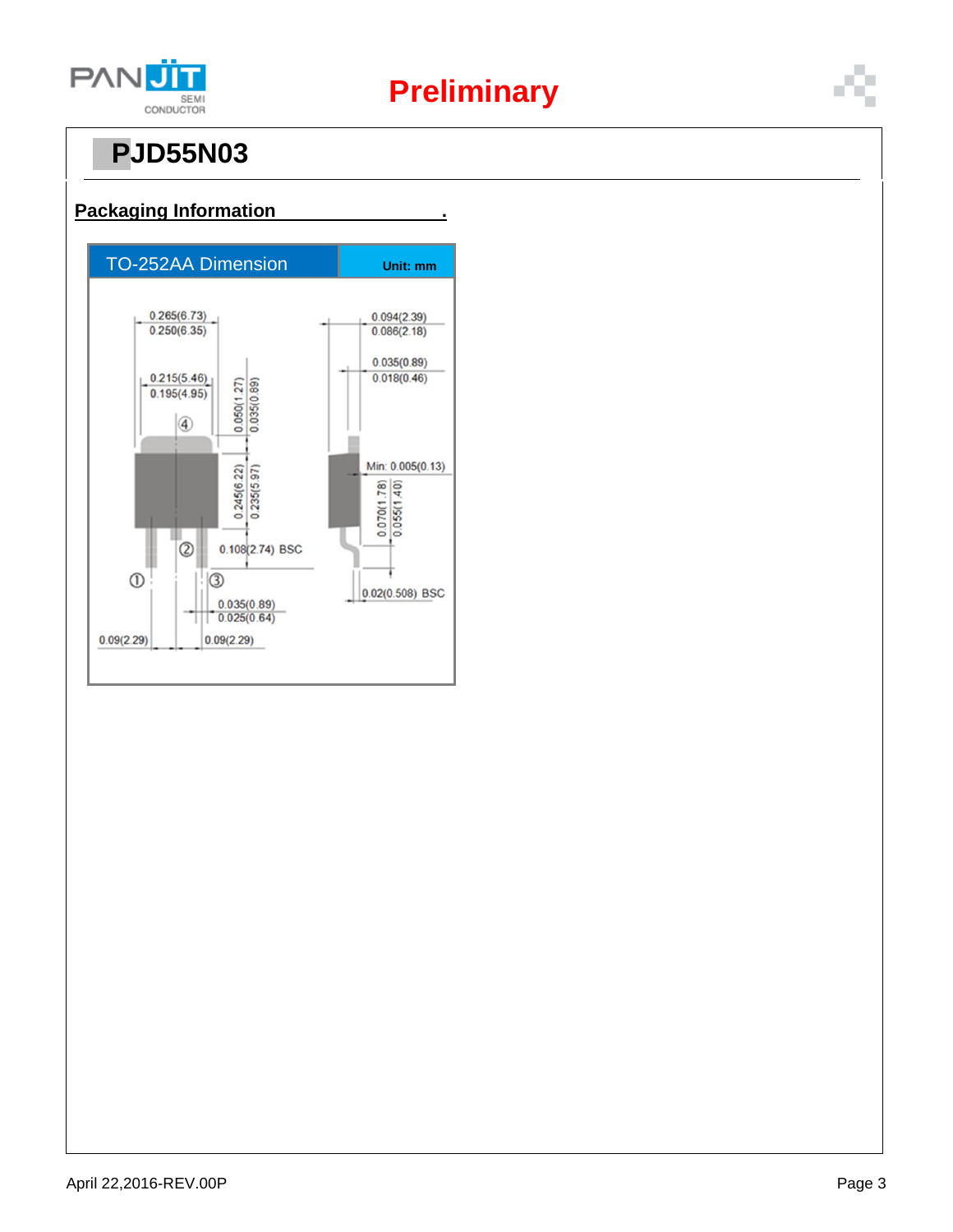# PJD55N03

## Packaging Information

**TO-252AA Dimension** — Unit: mm

0.265(6.73)
0.250(6.35)

0.215(5.46)
0.195(4.95)

0.050(1.27)
0.035(0.89)

0.245(6.22)
0.235(5.97)

0.108(2.74) BSC

0.035(0.89)
0.025(0.64)

0.09(2.29)

0.09(2.29)

0.094(2.39)
0.086(2.18)

0.035(0.89)
0.018(0.46)

Min: 0.005(0.13)

0.070(1.78)
0.055(1.40)

0.02(0.508) BSC

① ② ③ ④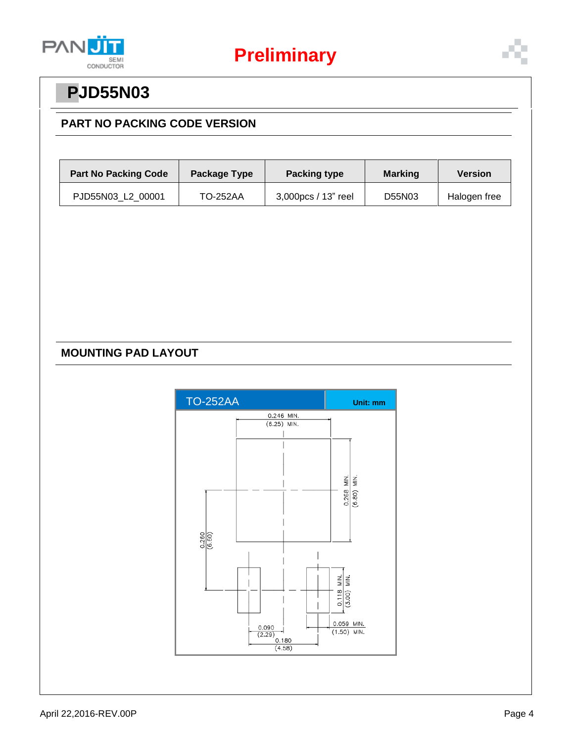# PJD55N03

## PART NO PACKING CODE VERSION

| Part No Packing Code | Package Type | Packing type | Marking | Version |
|---|---|---|---|---|
| PJD55N03_L2_00001 | TO-252AA | 3,000pcs / 13” reel | D55N03 | Halogen free |

## MOUNTING PAD LAYOUT

TO-252AA Unit: mm

0.246 MIN. (6.25) MIN.

0.268 MIN. (6.80) MIN.

0.260 (6.60)

0.118 MIN. (3.00) MIN.

0.059 MIN. (1.50) MIN.

0.090 (2.29)

0.180 (4.58)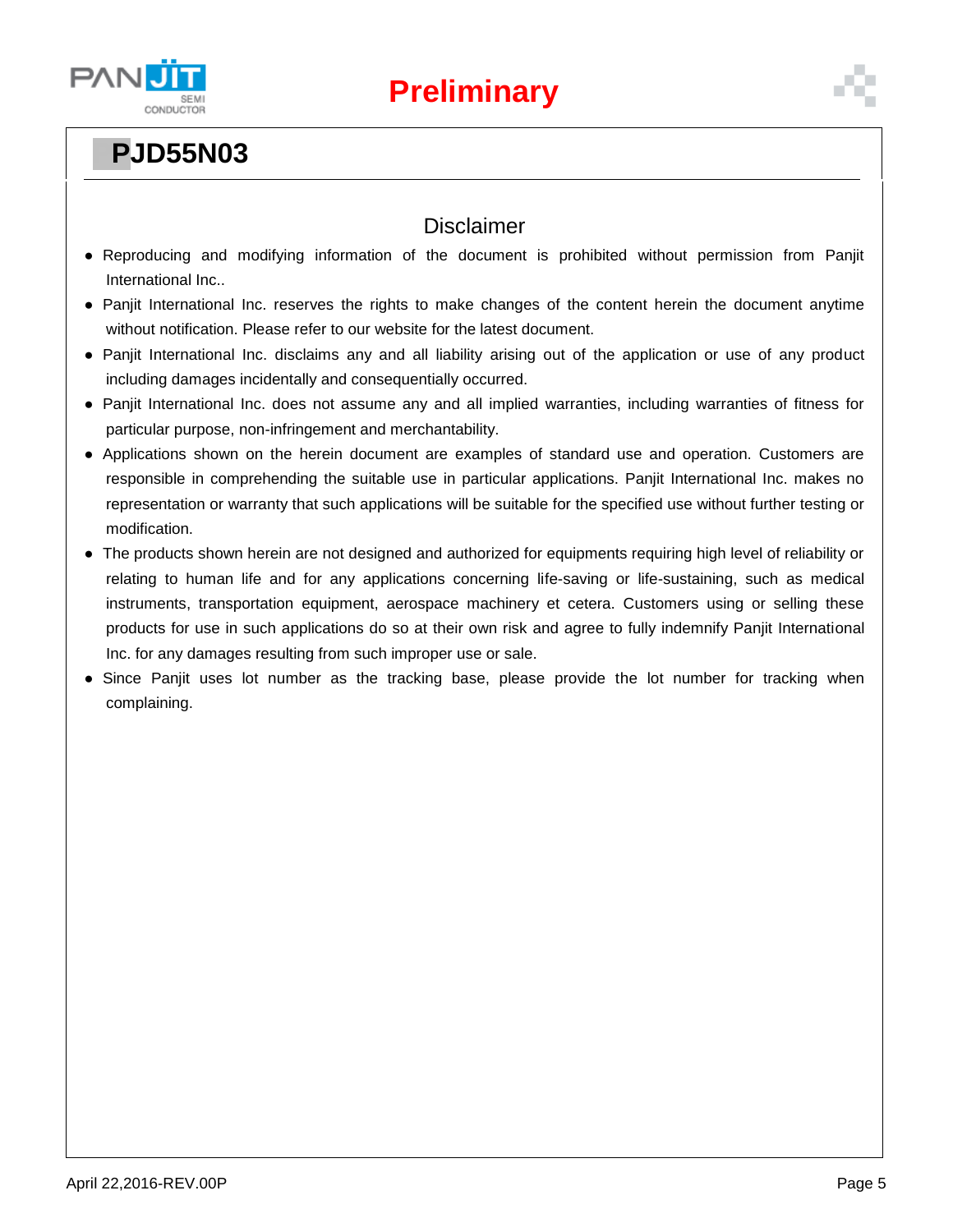## Disclaimer

- Reproducing and modifying information of the document is prohibited without permission from Panjit International Inc..
- Panjit International Inc. reserves the rights to make changes of the content herein the document anytime without notification. Please refer to our website for the latest document.
- Panjit International Inc. disclaims any and all liability arising out of the application or use of any product including damages incidentally and consequentially occurred.
- Panjit International Inc. does not assume any and all implied warranties, including warranties of fitness for particular purpose, non-infringement and merchantability.
- Applications shown on the herein document are examples of standard use and operation. Customers are responsible in comprehending the suitable use in particular applications. Panjit International Inc. makes no representation or warranty that such applications will be suitable for the specified use without further testing or modification.
- The products shown herein are not designed and authorized for equipments requiring high level of reliability or relating to human life and for any applications concerning life-saving or life-sustaining, such as medical instruments, transportation equipment, aerospace machinery et cetera. Customers using or selling these products for use in such applications do so at their own risk and agree to fully indemnify Panjit International Inc. for any damages resulting from such improper use or sale.
- Since Panjit uses lot number as the tracking base, please provide the lot number for tracking when complaining.